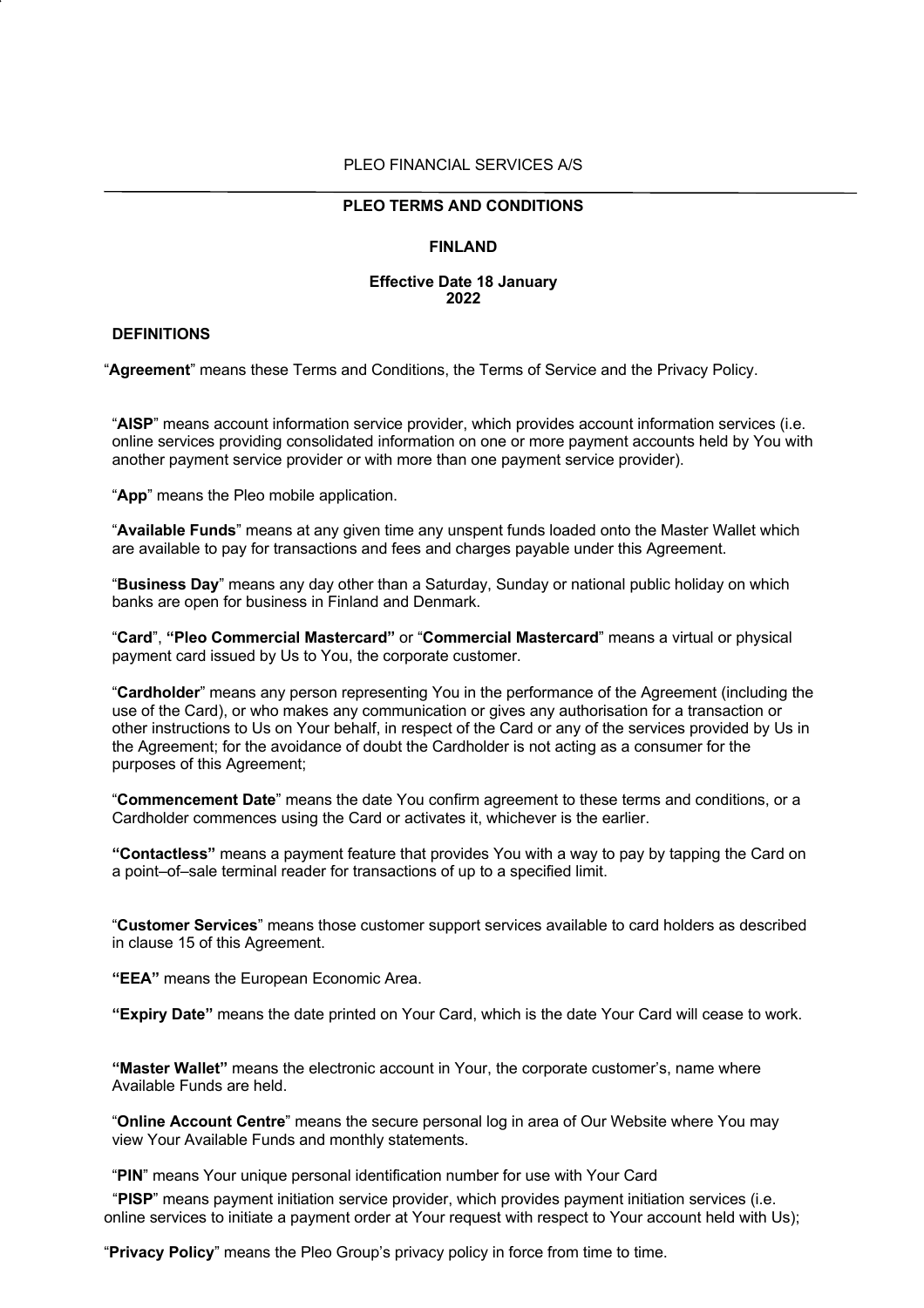PLEO FINANCIAL SERVICES A/S

---

# PLEO TERMS AND CONDITIONS

## FINLAND

**Effective Date 18 January 2022**

## DEFINITIONS

"**Agreement**" means these Terms and Conditions, the Terms of Service and the Privacy Policy.

"**AISP**" means account information service provider, which provides account information services (i.e. online services providing consolidated information on one or more payment accounts held by You with another payment service provider or with more than one payment service provider).

"**App**" means the Pleo mobile application.

"**Available Funds**" means at any given time any unspent funds loaded onto the Master Wallet which are available to pay for transactions and fees and charges payable under this Agreement.

"**Business Day**" means any day other than a Saturday, Sunday or national public holiday on which banks are open for business in Finland and Denmark.

"**Card**", **"Pleo Commercial Mastercard"** or "**Commercial Mastercard**" means a virtual or physical payment card issued by Us to You, the corporate customer.

"**Cardholder**" means any person representing You in the performance of the Agreement (including the use of the Card), or who makes any communication or gives any authorisation for a transaction or other instructions to Us on Your behalf, in respect of the Card or any of the services provided by Us in the Agreement; for the avoidance of doubt the Cardholder is not acting as a consumer for the purposes of this Agreement;

"**Commencement Date**" means the date You confirm agreement to these terms and conditions, or a Cardholder commences using the Card or activates it, whichever is the earlier.

**"Contactless"** means a payment feature that provides You with a way to pay by tapping the Card on a point–of–sale terminal reader for transactions of up to a specified limit.

"**Customer Services**" means those customer support services available to card holders as described in clause 15 of this Agreement.

**"EEA"** means the European Economic Area.

**"Expiry Date"** means the date printed on Your Card, which is the date Your Card will cease to work.

**"Master Wallet"** means the electronic account in Your, the corporate customer's, name where Available Funds are held.

"**Online Account Centre**" means the secure personal log in area of Our Website where You may view Your Available Funds and monthly statements.

"**PIN**" means Your unique personal identification number for use with Your Card

"**PISP**" means payment initiation service provider, which provides payment initiation services (i.e. online services to initiate a payment order at Your request with respect to Your account held with Us);

"**Privacy Policy**" means the Pleo Group's privacy policy in force from time to time.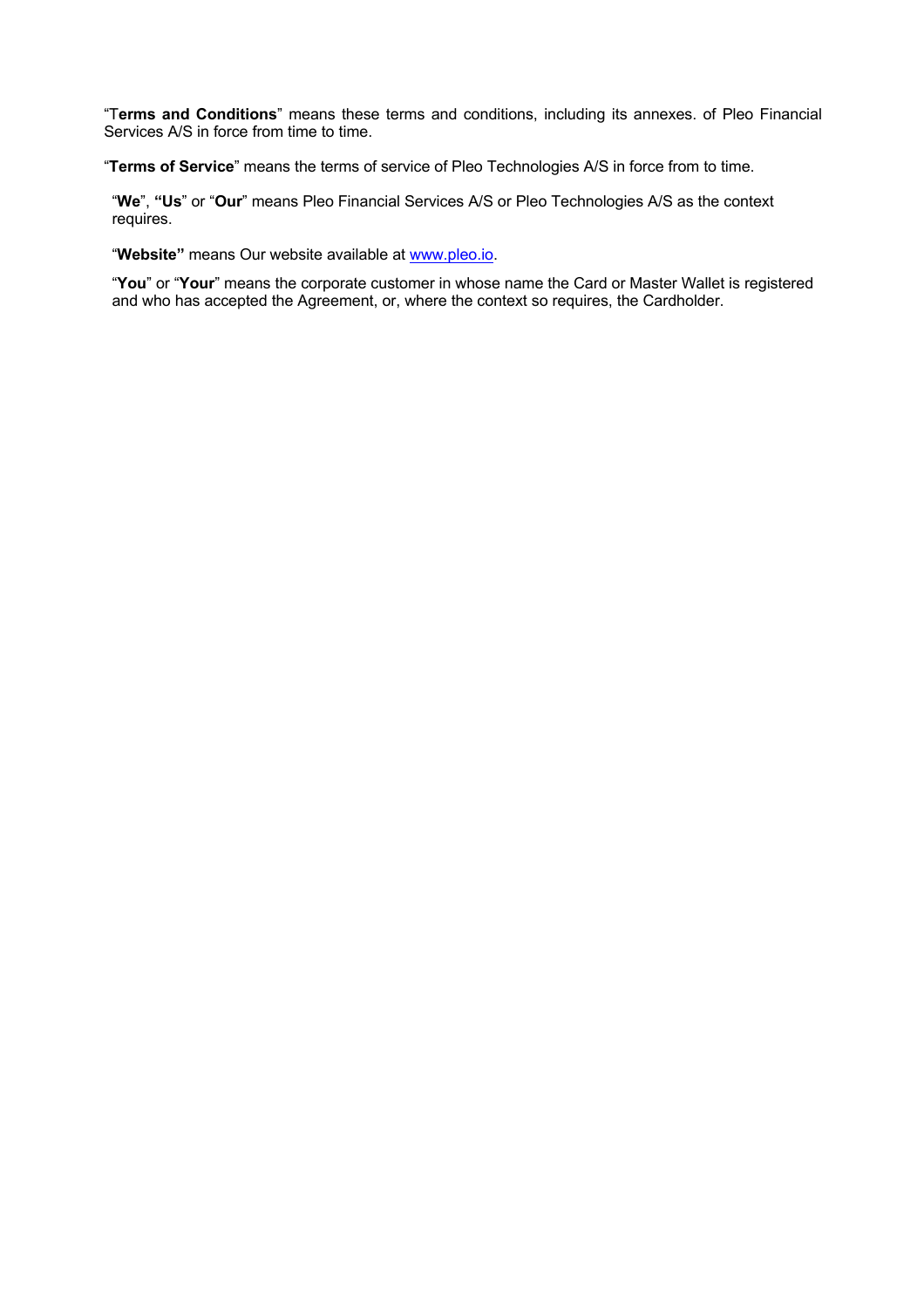"T**erms and Conditions**" means these terms and conditions, including its annexes. of Pleo Financial Services A/S in force from time to time.

"**Terms of Service**" means the terms of service of Pleo Technologies A/S in force from to time.

"**We**", **"Us**" or "**Our**" means Pleo Financial Services A/S or Pleo Technologies A/S as the context requires.

"**Website"** means Our website available at www.pleo.io.

"**You**" or "**Your**" means the corporate customer in whose name the Card or Master Wallet is registered and who has accepted the Agreement, or, where the context so requires, the Cardholder.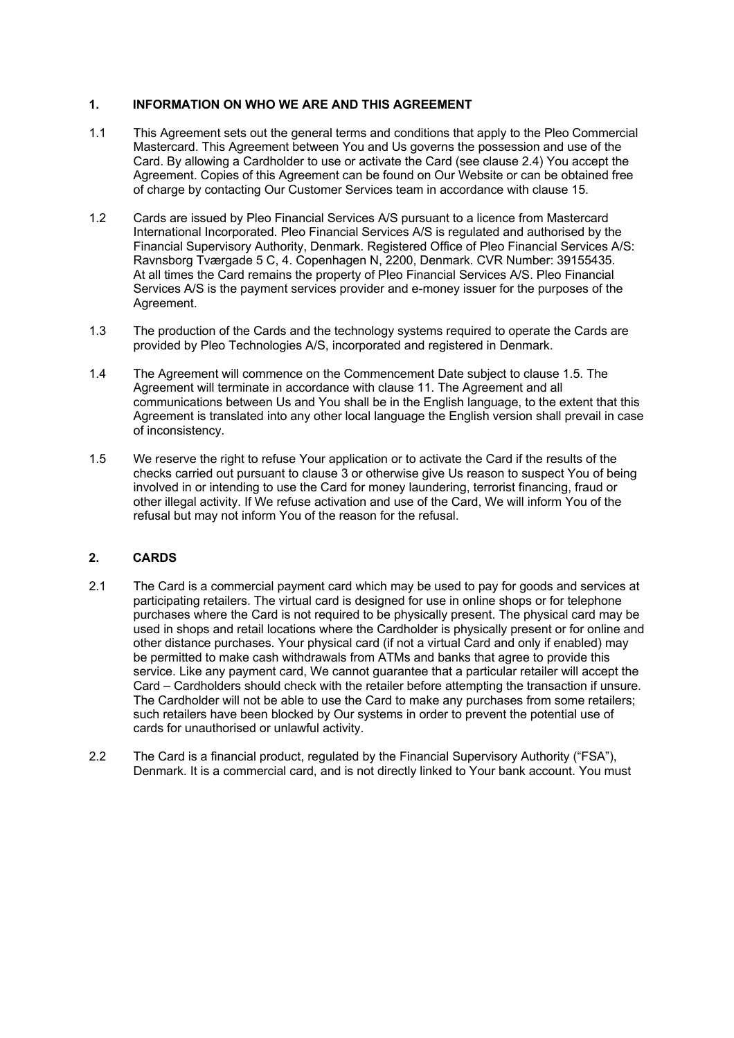## 1. INFORMATION ON WHO WE ARE AND THIS AGREEMENT

1.1 This Agreement sets out the general terms and conditions that apply to the Pleo Commercial Mastercard. This Agreement between You and Us governs the possession and use of the Card. By allowing a Cardholder to use or activate the Card (see clause 2.4) You accept the Agreement. Copies of this Agreement can be found on Our Website or can be obtained free of charge by contacting Our Customer Services team in accordance with clause 15.

1.2 Cards are issued by Pleo Financial Services A/S pursuant to a licence from Mastercard International Incorporated. Pleo Financial Services A/S is regulated and authorised by the Financial Supervisory Authority, Denmark. Registered Office of Pleo Financial Services A/S: Ravnsborg Tværgade 5 C, 4. Copenhagen N, 2200, Denmark. CVR Number: 39155435. At all times the Card remains the property of Pleo Financial Services A/S. Pleo Financial Services A/S is the payment services provider and e-money issuer for the purposes of the Agreement.

1.3 The production of the Cards and the technology systems required to operate the Cards are provided by Pleo Technologies A/S, incorporated and registered in Denmark.

1.4 The Agreement will commence on the Commencement Date subject to clause 1.5. The Agreement will terminate in accordance with clause 11. The Agreement and all communications between Us and You shall be in the English language, to the extent that this Agreement is translated into any other local language the English version shall prevail in case of inconsistency.

1.5 We reserve the right to refuse Your application or to activate the Card if the results of the checks carried out pursuant to clause 3 or otherwise give Us reason to suspect You of being involved in or intending to use the Card for money laundering, terrorist financing, fraud or other illegal activity. If We refuse activation and use of the Card, We will inform You of the refusal but may not inform You of the reason for the refusal.

## 2. CARDS

2.1 The Card is a commercial payment card which may be used to pay for goods and services at participating retailers. The virtual card is designed for use in online shops or for telephone purchases where the Card is not required to be physically present. The physical card may be used in shops and retail locations where the Cardholder is physically present or for online and other distance purchases. Your physical card (if not a virtual Card and only if enabled) may be permitted to make cash withdrawals from ATMs and banks that agree to provide this service. Like any payment card, We cannot guarantee that a particular retailer will accept the Card – Cardholders should check with the retailer before attempting the transaction if unsure. The Cardholder will not be able to use the Card to make any purchases from some retailers; such retailers have been blocked by Our systems in order to prevent the potential use of cards for unauthorised or unlawful activity.

2.2 The Card is a financial product, regulated by the Financial Supervisory Authority ("FSA"), Denmark. It is a commercial card, and is not directly linked to Your bank account. You must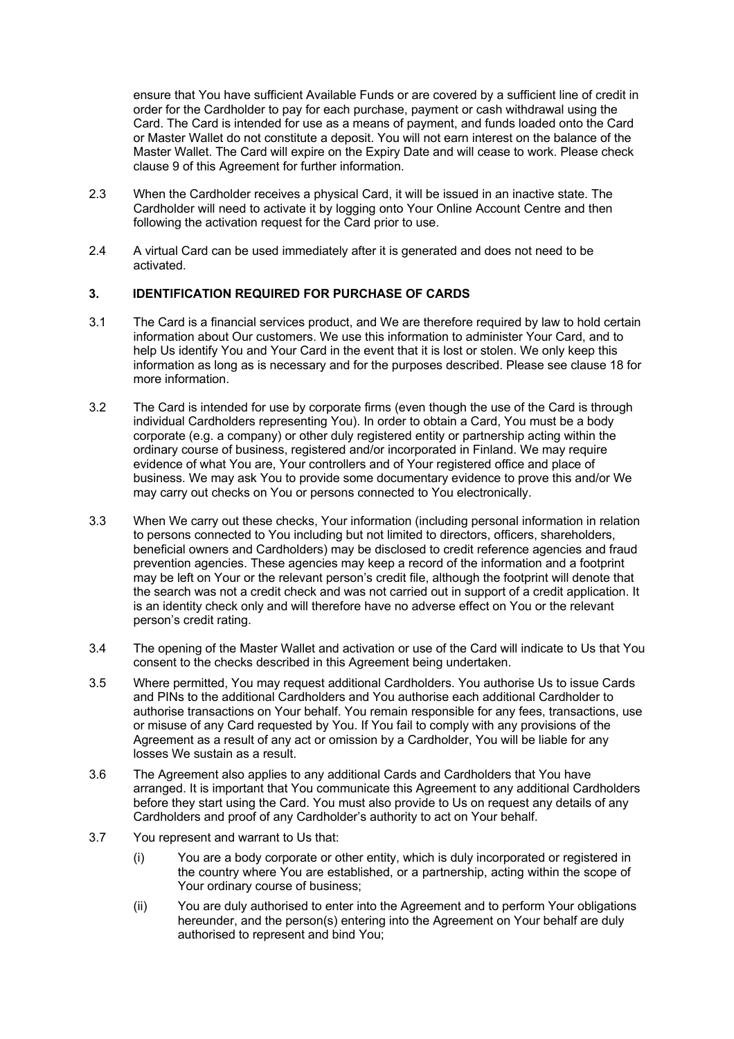ensure that You have sufficient Available Funds or are covered by a sufficient line of credit in order for the Cardholder to pay for each purchase, payment or cash withdrawal using the Card. The Card is intended for use as a means of payment, and funds loaded onto the Card or Master Wallet do not constitute a deposit. You will not earn interest on the balance of the Master Wallet. The Card will expire on the Expiry Date and will cease to work. Please check clause 9 of this Agreement for further information.

2.3 When the Cardholder receives a physical Card, it will be issued in an inactive state. The Cardholder will need to activate it by logging onto Your Online Account Centre and then following the activation request for the Card prior to use.

2.4 A virtual Card can be used immediately after it is generated and does not need to be activated.

## 3. IDENTIFICATION REQUIRED FOR PURCHASE OF CARDS

3.1 The Card is a financial services product, and We are therefore required by law to hold certain information about Our customers. We use this information to administer Your Card, and to help Us identify You and Your Card in the event that it is lost or stolen. We only keep this information as long as is necessary and for the purposes described. Please see clause 18 for more information.

3.2 The Card is intended for use by corporate firms (even though the use of the Card is through individual Cardholders representing You). In order to obtain a Card, You must be a body corporate (e.g. a company) or other duly registered entity or partnership acting within the ordinary course of business, registered and/or incorporated in Finland. We may require evidence of what You are, Your controllers and of Your registered office and place of business. We may ask You to provide some documentary evidence to prove this and/or We may carry out checks on You or persons connected to You electronically.

3.3 When We carry out these checks, Your information (including personal information in relation to persons connected to You including but not limited to directors, officers, shareholders, beneficial owners and Cardholders) may be disclosed to credit reference agencies and fraud prevention agencies. These agencies may keep a record of the information and a footprint may be left on Your or the relevant person's credit file, although the footprint will denote that the search was not a credit check and was not carried out in support of a credit application. It is an identity check only and will therefore have no adverse effect on You or the relevant person's credit rating.

3.4 The opening of the Master Wallet and activation or use of the Card will indicate to Us that You consent to the checks described in this Agreement being undertaken.

3.5 Where permitted, You may request additional Cardholders. You authorise Us to issue Cards and PINs to the additional Cardholders and You authorise each additional Cardholder to authorise transactions on Your behalf. You remain responsible for any fees, transactions, use or misuse of any Card requested by You. If You fail to comply with any provisions of the Agreement as a result of any act or omission by a Cardholder, You will be liable for any losses We sustain as a result.

3.6 The Agreement also applies to any additional Cards and Cardholders that You have arranged. It is important that You communicate this Agreement to any additional Cardholders before they start using the Card. You must also provide to Us on request any details of any Cardholders and proof of any Cardholder's authority to act on Your behalf.

3.7 You represent and warrant to Us that:

(i) You are a body corporate or other entity, which is duly incorporated or registered in the country where You are established, or a partnership, acting within the scope of Your ordinary course of business;

(ii) You are duly authorised to enter into the Agreement and to perform Your obligations hereunder, and the person(s) entering into the Agreement on Your behalf are duly authorised to represent and bind You;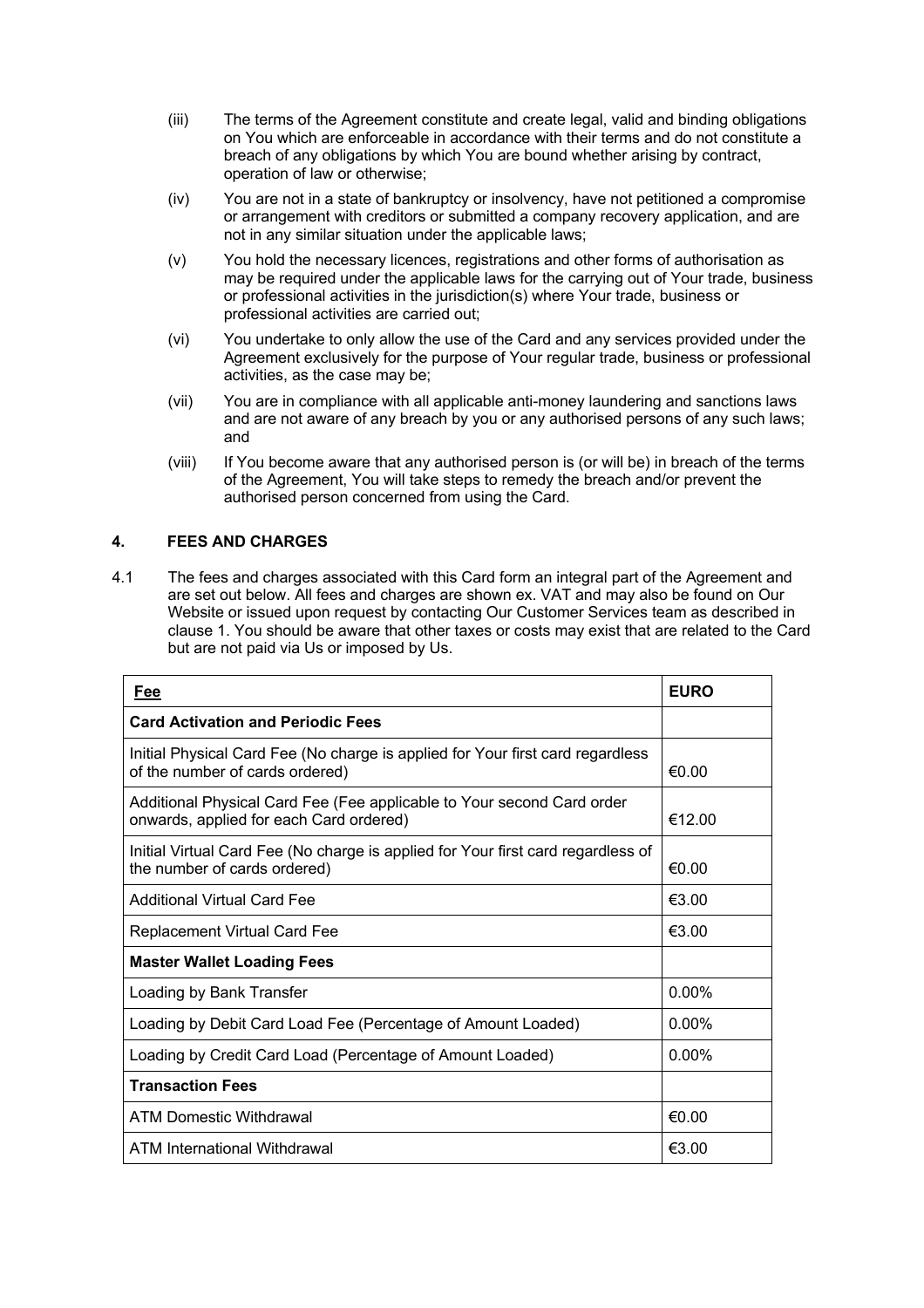(iii) The terms of the Agreement constitute and create legal, valid and binding obligations on You which are enforceable in accordance with their terms and do not constitute a breach of any obligations by which You are bound whether arising by contract, operation of law or otherwise;

(iv) You are not in a state of bankruptcy or insolvency, have not petitioned a compromise or arrangement with creditors or submitted a company recovery application, and are not in any similar situation under the applicable laws;

(v) You hold the necessary licences, registrations and other forms of authorisation as may be required under the applicable laws for the carrying out of Your trade, business or professional activities in the jurisdiction(s) where Your trade, business or professional activities are carried out;

(vi) You undertake to only allow the use of the Card and any services provided under the Agreement exclusively for the purpose of Your regular trade, business or professional activities, as the case may be;

(vii) You are in compliance with all applicable anti-money laundering and sanctions laws and are not aware of any breach by you or any authorised persons of any such laws; and

(viii) If You become aware that any authorised person is (or will be) in breach of the terms of the Agreement, You will take steps to remedy the breach and/or prevent the authorised person concerned from using the Card.

## 4. FEES AND CHARGES

4.1 The fees and charges associated with this Card form an integral part of the Agreement and are set out below. All fees and charges are shown ex. VAT and may also be found on Our Website or issued upon request by contacting Our Customer Services team as described in clause 1. You should be aware that other taxes or costs may exist that are related to the Card but are not paid via Us or imposed by Us.

| Fee | EURO |
|---|---|
| **Card Activation and Periodic Fees** | |
| Initial Physical Card Fee (No charge is applied for Your first card regardless of the number of cards ordered) | €0.00 |
| Additional Physical Card Fee (Fee applicable to Your second Card order onwards, applied for each Card ordered) | €12.00 |
| Initial Virtual Card Fee (No charge is applied for Your first card regardless of the number of cards ordered) | €0.00 |
| Additional Virtual Card Fee | €3.00 |
| Replacement Virtual Card Fee | €3.00 |
| **Master Wallet Loading Fees** | |
| Loading by Bank Transfer | 0.00% |
| Loading by Debit Card Load Fee (Percentage of Amount Loaded) | 0.00% |
| Loading by Credit Card Load (Percentage of Amount Loaded) | 0.00% |
| **Transaction Fees** | |
| ATM Domestic Withdrawal | €0.00 |
| ATM International Withdrawal | €3.00 |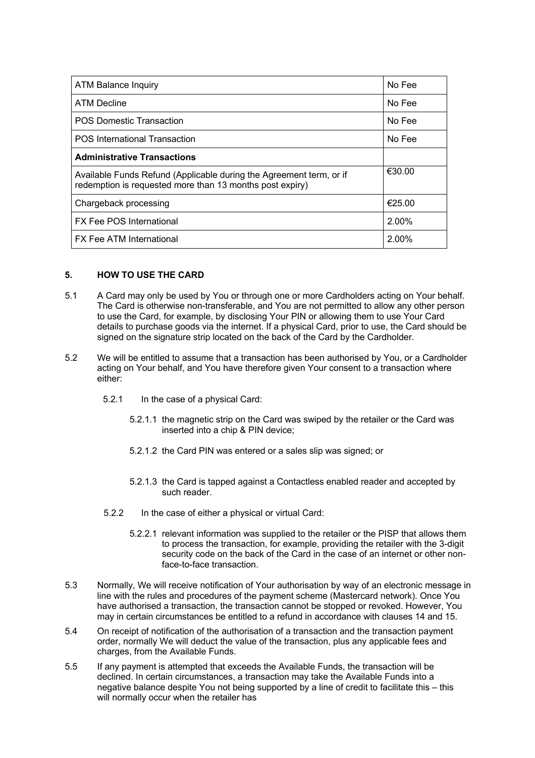| ATM Balance Inquiry | No Fee |
| --- | --- |
| ATM Decline | No Fee |
| POS Domestic Transaction | No Fee |
| POS International Transaction | No Fee |
| **Administrative Transactions** | |
| Available Funds Refund (Applicable during the Agreement term, or if redemption is requested more than 13 months post expiry) | €30.00 |
| Chargeback processing | €25.00 |
| FX Fee POS International | 2.00% |
| FX Fee ATM International | 2.00% |

## 5. HOW TO USE THE CARD

5.1 A Card may only be used by You or through one or more Cardholders acting on Your behalf. The Card is otherwise non-transferable, and You are not permitted to allow any other person to use the Card, for example, by disclosing Your PIN or allowing them to use Your Card details to purchase goods via the internet. If a physical Card, prior to use, the Card should be signed on the signature strip located on the back of the Card by the Cardholder.

5.2 We will be entitled to assume that a transaction has been authorised by You, or a Cardholder acting on Your behalf, and You have therefore given Your consent to a transaction where either:

5.2.1 In the case of a physical Card:

5.2.1.1 the magnetic strip on the Card was swiped by the retailer or the Card was inserted into a chip & PIN device;

5.2.1.2 the Card PIN was entered or a sales slip was signed; or

5.2.1.3 the Card is tapped against a Contactless enabled reader and accepted by such reader.

5.2.2 In the case of either a physical or virtual Card:

5.2.2.1 relevant information was supplied to the retailer or the PISP that allows them to process the transaction, for example, providing the retailer with the 3-digit security code on the back of the Card in the case of an internet or other non-face-to-face transaction.

5.3 Normally, We will receive notification of Your authorisation by way of an electronic message in line with the rules and procedures of the payment scheme (Mastercard network). Once You have authorised a transaction, the transaction cannot be stopped or revoked. However, You may in certain circumstances be entitled to a refund in accordance with clauses 14 and 15.

5.4 On receipt of notification of the authorisation of a transaction and the transaction payment order, normally We will deduct the value of the transaction, plus any applicable fees and charges, from the Available Funds.

5.5 If any payment is attempted that exceeds the Available Funds, the transaction will be declined. In certain circumstances, a transaction may take the Available Funds into a negative balance despite You not being supported by a line of credit to facilitate this – this will normally occur when the retailer has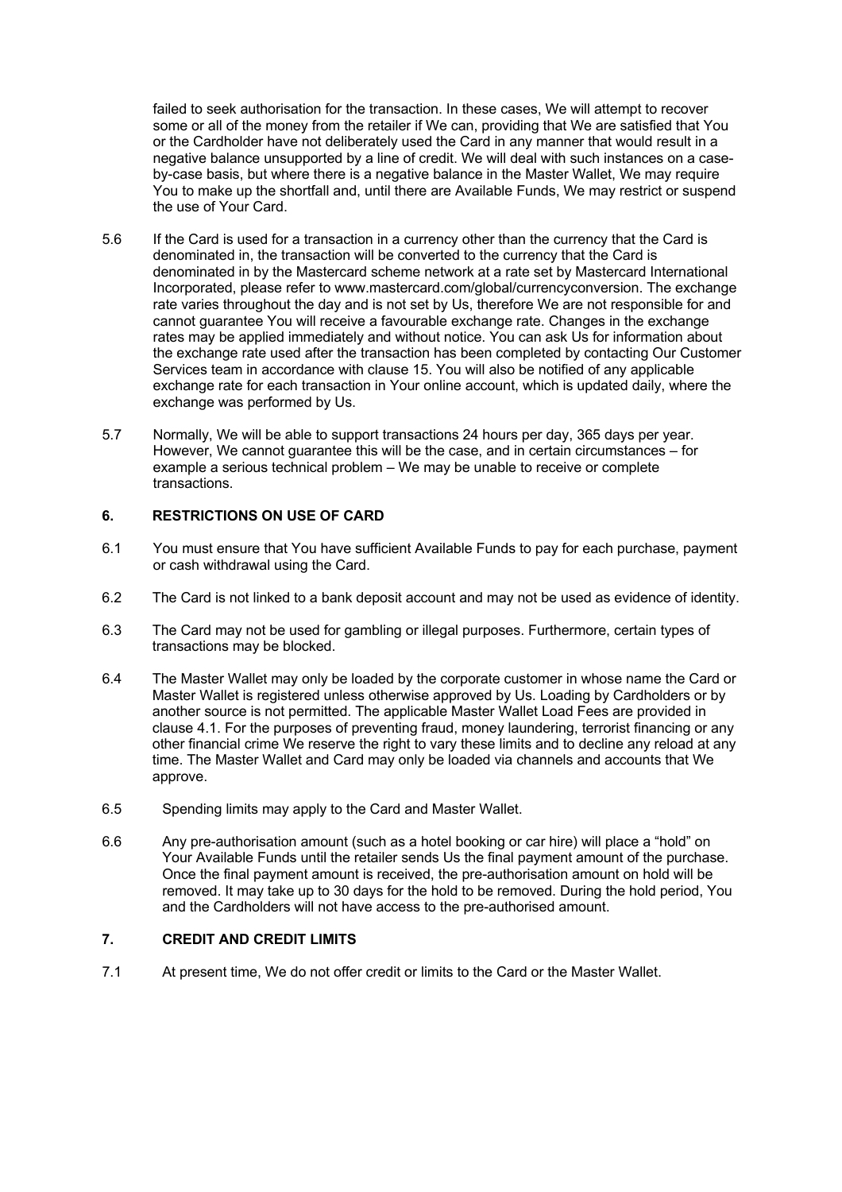failed to seek authorisation for the transaction. In these cases, We will attempt to recover some or all of the money from the retailer if We can, providing that We are satisfied that You or the Cardholder have not deliberately used the Card in any manner that would result in a negative balance unsupported by a line of credit. We will deal with such instances on a case-by-case basis, but where there is a negative balance in the Master Wallet, We may require You to make up the shortfall and, until there are Available Funds, We may restrict or suspend the use of Your Card.

5.6 If the Card is used for a transaction in a currency other than the currency that the Card is denominated in, the transaction will be converted to the currency that the Card is denominated in by the Mastercard scheme network at a rate set by Mastercard International Incorporated, please refer to www.mastercard.com/global/currencyconversion. The exchange rate varies throughout the day and is not set by Us, therefore We are not responsible for and cannot guarantee You will receive a favourable exchange rate. Changes in the exchange rates may be applied immediately and without notice. You can ask Us for information about the exchange rate used after the transaction has been completed by contacting Our Customer Services team in accordance with clause 15. You will also be notified of any applicable exchange rate for each transaction in Your online account, which is updated daily, where the exchange was performed by Us.

5.7 Normally, We will be able to support transactions 24 hours per day, 365 days per year. However, We cannot guarantee this will be the case, and in certain circumstances – for example a serious technical problem – We may be unable to receive or complete transactions.

## 6. RESTRICTIONS ON USE OF CARD

6.1 You must ensure that You have sufficient Available Funds to pay for each purchase, payment or cash withdrawal using the Card.

6.2 The Card is not linked to a bank deposit account and may not be used as evidence of identity.

6.3 The Card may not be used for gambling or illegal purposes. Furthermore, certain types of transactions may be blocked.

6.4 The Master Wallet may only be loaded by the corporate customer in whose name the Card or Master Wallet is registered unless otherwise approved by Us. Loading by Cardholders or by another source is not permitted. The applicable Master Wallet Load Fees are provided in clause 4.1. For the purposes of preventing fraud, money laundering, terrorist financing or any other financial crime We reserve the right to vary these limits and to decline any reload at any time. The Master Wallet and Card may only be loaded via channels and accounts that We approve.

6.5 Spending limits may apply to the Card and Master Wallet.

6.6 Any pre-authorisation amount (such as a hotel booking or car hire) will place a "hold" on Your Available Funds until the retailer sends Us the final payment amount of the purchase. Once the final payment amount is received, the pre-authorisation amount on hold will be removed. It may take up to 30 days for the hold to be removed. During the hold period, You and the Cardholders will not have access to the pre-authorised amount.

## 7. CREDIT AND CREDIT LIMITS

7.1 At present time, We do not offer credit or limits to the Card or the Master Wallet.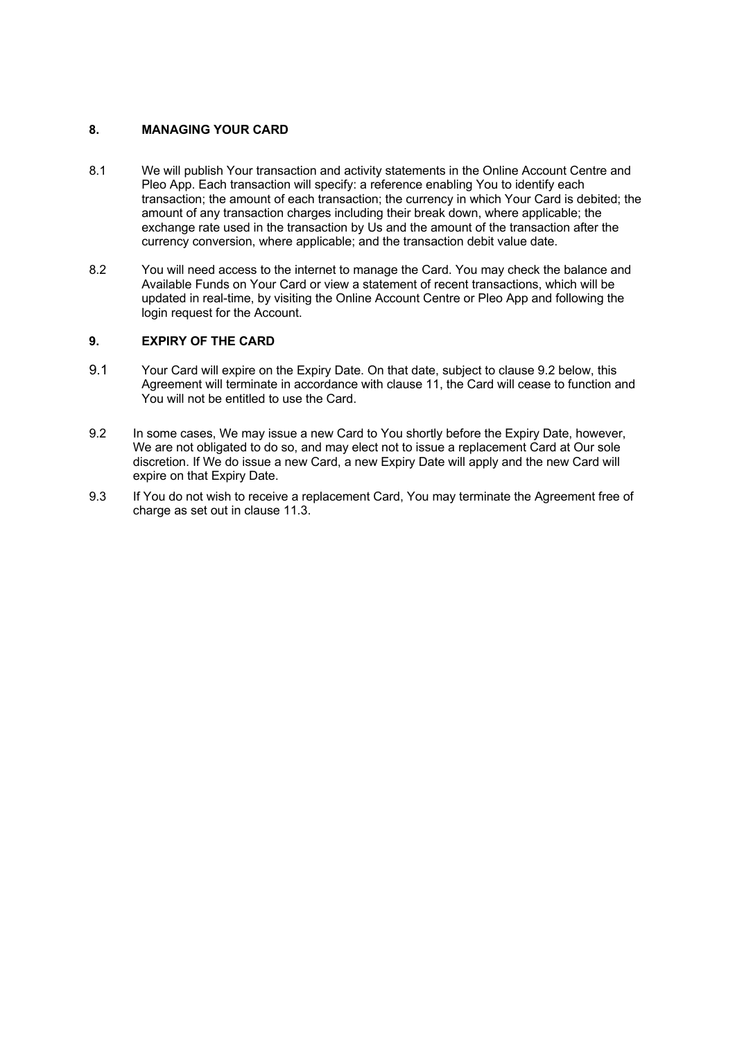## 8. MANAGING YOUR CARD

8.1 We will publish Your transaction and activity statements in the Online Account Centre and Pleo App. Each transaction will specify: a reference enabling You to identify each transaction; the amount of each transaction; the currency in which Your Card is debited; the amount of any transaction charges including their break down, where applicable; the exchange rate used in the transaction by Us and the amount of the transaction after the currency conversion, where applicable; and the transaction debit value date.

8.2 You will need access to the internet to manage the Card. You may check the balance and Available Funds on Your Card or view a statement of recent transactions, which will be updated in real-time, by visiting the Online Account Centre or Pleo App and following the login request for the Account.

## 9. EXPIRY OF THE CARD

9.1 Your Card will expire on the Expiry Date. On that date, subject to clause 9.2 below, this Agreement will terminate in accordance with clause 11, the Card will cease to function and You will not be entitled to use the Card.

9.2 In some cases, We may issue a new Card to You shortly before the Expiry Date, however, We are not obligated to do so, and may elect not to issue a replacement Card at Our sole discretion. If We do issue a new Card, a new Expiry Date will apply and the new Card will expire on that Expiry Date.

9.3 If You do not wish to receive a replacement Card, You may terminate the Agreement free of charge as set out in clause 11.3.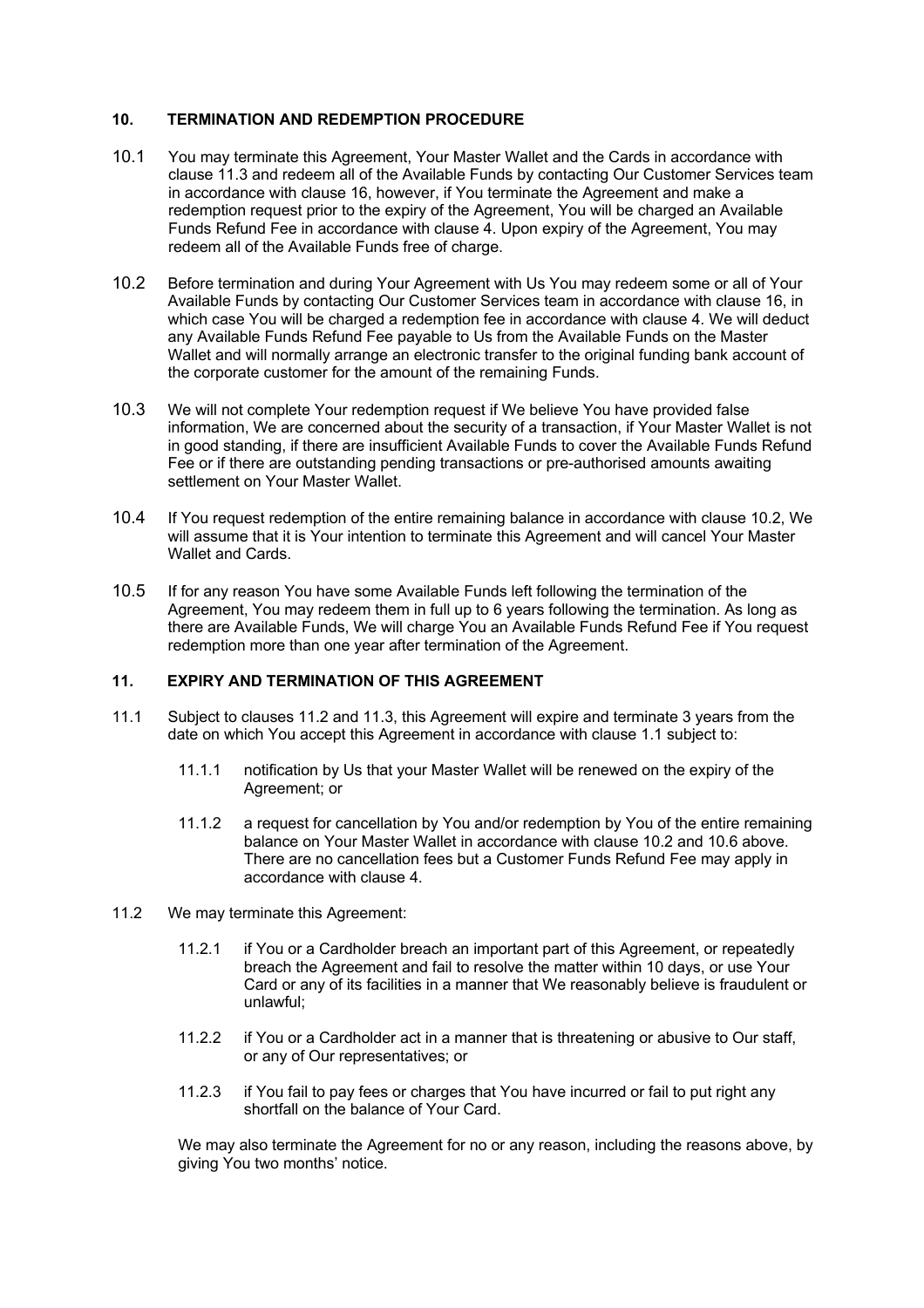## 10. TERMINATION AND REDEMPTION PROCEDURE

10.1 You may terminate this Agreement, Your Master Wallet and the Cards in accordance with clause 11.3 and redeem all of the Available Funds by contacting Our Customer Services team in accordance with clause 16, however, if You terminate the Agreement and make a redemption request prior to the expiry of the Agreement, You will be charged an Available Funds Refund Fee in accordance with clause 4. Upon expiry of the Agreement, You may redeem all of the Available Funds free of charge.

10.2 Before termination and during Your Agreement with Us You may redeem some or all of Your Available Funds by contacting Our Customer Services team in accordance with clause 16, in which case You will be charged a redemption fee in accordance with clause 4. We will deduct any Available Funds Refund Fee payable to Us from the Available Funds on the Master Wallet and will normally arrange an electronic transfer to the original funding bank account of the corporate customer for the amount of the remaining Funds.

10.3 We will not complete Your redemption request if We believe You have provided false information, We are concerned about the security of a transaction, if Your Master Wallet is not in good standing, if there are insufficient Available Funds to cover the Available Funds Refund Fee or if there are outstanding pending transactions or pre-authorised amounts awaiting settlement on Your Master Wallet.

10.4 If You request redemption of the entire remaining balance in accordance with clause 10.2, We will assume that it is Your intention to terminate this Agreement and will cancel Your Master Wallet and Cards.

10.5 If for any reason You have some Available Funds left following the termination of the Agreement, You may redeem them in full up to 6 years following the termination. As long as there are Available Funds, We will charge You an Available Funds Refund Fee if You request redemption more than one year after termination of the Agreement.

## 11. EXPIRY AND TERMINATION OF THIS AGREEMENT

11.1 Subject to clauses 11.2 and 11.3, this Agreement will expire and terminate 3 years from the date on which You accept this Agreement in accordance with clause 1.1 subject to:

11.1.1 notification by Us that your Master Wallet will be renewed on the expiry of the Agreement; or

11.1.2 a request for cancellation by You and/or redemption by You of the entire remaining balance on Your Master Wallet in accordance with clause 10.2 and 10.6 above. There are no cancellation fees but a Customer Funds Refund Fee may apply in accordance with clause 4.

11.2 We may terminate this Agreement:

11.2.1 if You or a Cardholder breach an important part of this Agreement, or repeatedly breach the Agreement and fail to resolve the matter within 10 days, or use Your Card or any of its facilities in a manner that We reasonably believe is fraudulent or unlawful;

11.2.2 if You or a Cardholder act in a manner that is threatening or abusive to Our staff, or any of Our representatives; or

11.2.3 if You fail to pay fees or charges that You have incurred or fail to put right any shortfall on the balance of Your Card.

We may also terminate the Agreement for no or any reason, including the reasons above, by giving You two months' notice.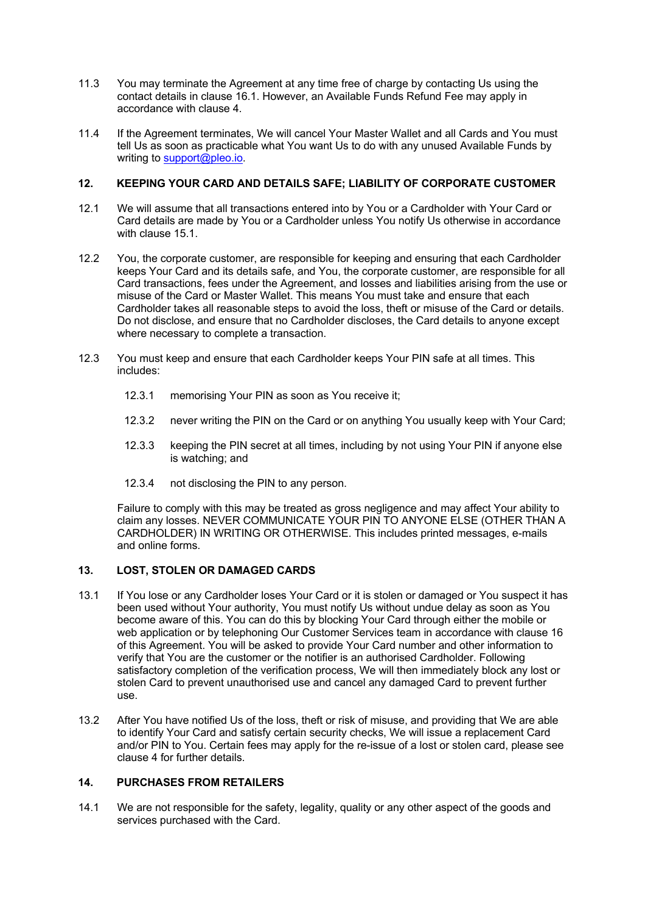11.3 You may terminate the Agreement at any time free of charge by contacting Us using the contact details in clause 16.1. However, an Available Funds Refund Fee may apply in accordance with clause 4.

11.4 If the Agreement terminates, We will cancel Your Master Wallet and all Cards and You must tell Us as soon as practicable what You want Us to do with any unused Available Funds by writing to support@pleo.io.

## 12. KEEPING YOUR CARD AND DETAILS SAFE; LIABILITY OF CORPORATE CUSTOMER

12.1 We will assume that all transactions entered into by You or a Cardholder with Your Card or Card details are made by You or a Cardholder unless You notify Us otherwise in accordance with clause 15.1.

12.2 You, the corporate customer, are responsible for keeping and ensuring that each Cardholder keeps Your Card and its details safe, and You, the corporate customer, are responsible for all Card transactions, fees under the Agreement, and losses and liabilities arising from the use or misuse of the Card or Master Wallet. This means You must take and ensure that each Cardholder takes all reasonable steps to avoid the loss, theft or misuse of the Card or details. Do not disclose, and ensure that no Cardholder discloses, the Card details to anyone except where necessary to complete a transaction.

12.3 You must keep and ensure that each Cardholder keeps Your PIN safe at all times. This includes:

12.3.1 memorising Your PIN as soon as You receive it;

12.3.2 never writing the PIN on the Card or on anything You usually keep with Your Card;

12.3.3 keeping the PIN secret at all times, including by not using Your PIN if anyone else is watching; and

12.3.4 not disclosing the PIN to any person.

Failure to comply with this may be treated as gross negligence and may affect Your ability to claim any losses. NEVER COMMUNICATE YOUR PIN TO ANYONE ELSE (OTHER THAN A CARDHOLDER) IN WRITING OR OTHERWISE. This includes printed messages, e-mails and online forms.

## 13. LOST, STOLEN OR DAMAGED CARDS

13.1 If You lose or any Cardholder loses Your Card or it is stolen or damaged or You suspect it has been used without Your authority, You must notify Us without undue delay as soon as You become aware of this. You can do this by blocking Your Card through either the mobile or web application or by telephoning Our Customer Services team in accordance with clause 16 of this Agreement. You will be asked to provide Your Card number and other information to verify that You are the customer or the notifier is an authorised Cardholder. Following satisfactory completion of the verification process, We will then immediately block any lost or stolen Card to prevent unauthorised use and cancel any damaged Card to prevent further use.

13.2 After You have notified Us of the loss, theft or risk of misuse, and providing that We are able to identify Your Card and satisfy certain security checks, We will issue a replacement Card and/or PIN to You. Certain fees may apply for the re-issue of a lost or stolen card, please see clause 4 for further details.

## 14. PURCHASES FROM RETAILERS

14.1 We are not responsible for the safety, legality, quality or any other aspect of the goods and services purchased with the Card.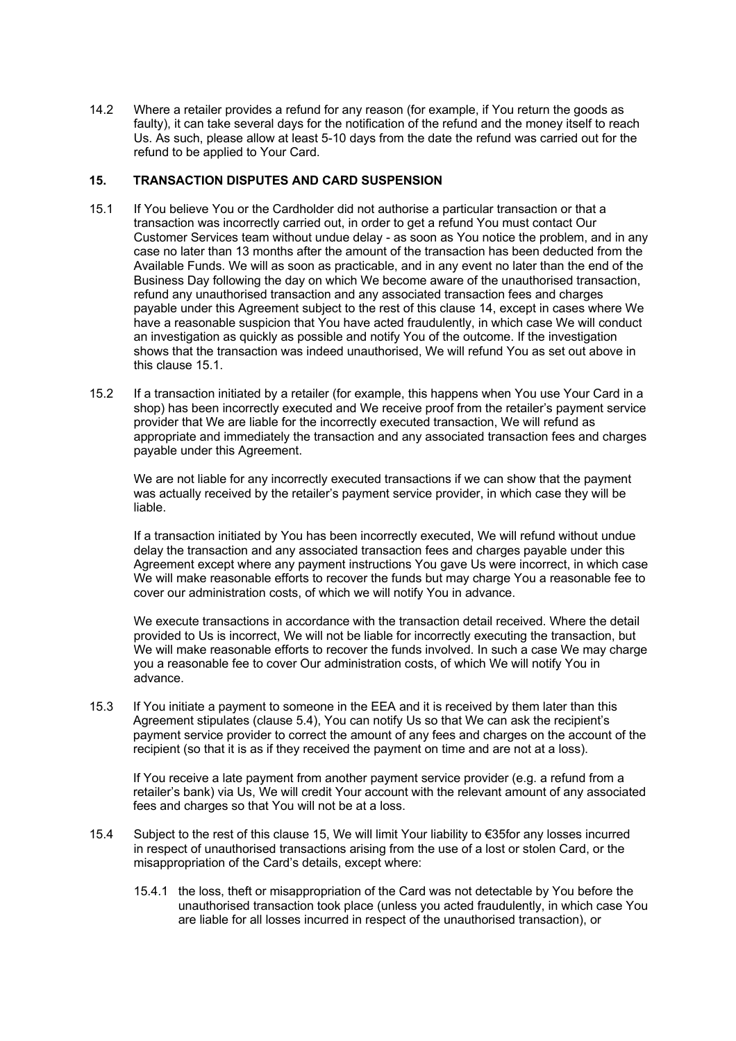14.2 Where a retailer provides a refund for any reason (for example, if You return the goods as faulty), it can take several days for the notification of the refund and the money itself to reach Us. As such, please allow at least 5-10 days from the date the refund was carried out for the refund to be applied to Your Card.

## 15. TRANSACTION DISPUTES AND CARD SUSPENSION

15.1 If You believe You or the Cardholder did not authorise a particular transaction or that a transaction was incorrectly carried out, in order to get a refund You must contact Our Customer Services team without undue delay - as soon as You notice the problem, and in any case no later than 13 months after the amount of the transaction has been deducted from the Available Funds. We will as soon as practicable, and in any event no later than the end of the Business Day following the day on which We become aware of the unauthorised transaction, refund any unauthorised transaction and any associated transaction fees and charges payable under this Agreement subject to the rest of this clause 14, except in cases where We have a reasonable suspicion that You have acted fraudulently, in which case We will conduct an investigation as quickly as possible and notify You of the outcome. If the investigation shows that the transaction was indeed unauthorised, We will refund You as set out above in this clause 15.1.

15.2 If a transaction initiated by a retailer (for example, this happens when You use Your Card in a shop) has been incorrectly executed and We receive proof from the retailer's payment service provider that We are liable for the incorrectly executed transaction, We will refund as appropriate and immediately the transaction and any associated transaction fees and charges payable under this Agreement.

We are not liable for any incorrectly executed transactions if we can show that the payment was actually received by the retailer's payment service provider, in which case they will be liable.

If a transaction initiated by You has been incorrectly executed, We will refund without undue delay the transaction and any associated transaction fees and charges payable under this Agreement except where any payment instructions You gave Us were incorrect, in which case We will make reasonable efforts to recover the funds but may charge You a reasonable fee to cover our administration costs, of which we will notify You in advance.

We execute transactions in accordance with the transaction detail received. Where the detail provided to Us is incorrect, We will not be liable for incorrectly executing the transaction, but We will make reasonable efforts to recover the funds involved. In such a case We may charge you a reasonable fee to cover Our administration costs, of which We will notify You in advance.

15.3 If You initiate a payment to someone in the EEA and it is received by them later than this Agreement stipulates (clause 5.4), You can notify Us so that We can ask the recipient's payment service provider to correct the amount of any fees and charges on the account of the recipient (so that it is as if they received the payment on time and are not at a loss).

If You receive a late payment from another payment service provider (e.g. a refund from a retailer's bank) via Us, We will credit Your account with the relevant amount of any associated fees and charges so that You will not be at a loss.

15.4 Subject to the rest of this clause 15, We will limit Your liability to €35for any losses incurred in respect of unauthorised transactions arising from the use of a lost or stolen Card, or the misappropriation of the Card's details, except where:

15.4.1 the loss, theft or misappropriation of the Card was not detectable by You before the unauthorised transaction took place (unless you acted fraudulently, in which case You are liable for all losses incurred in respect of the unauthorised transaction), or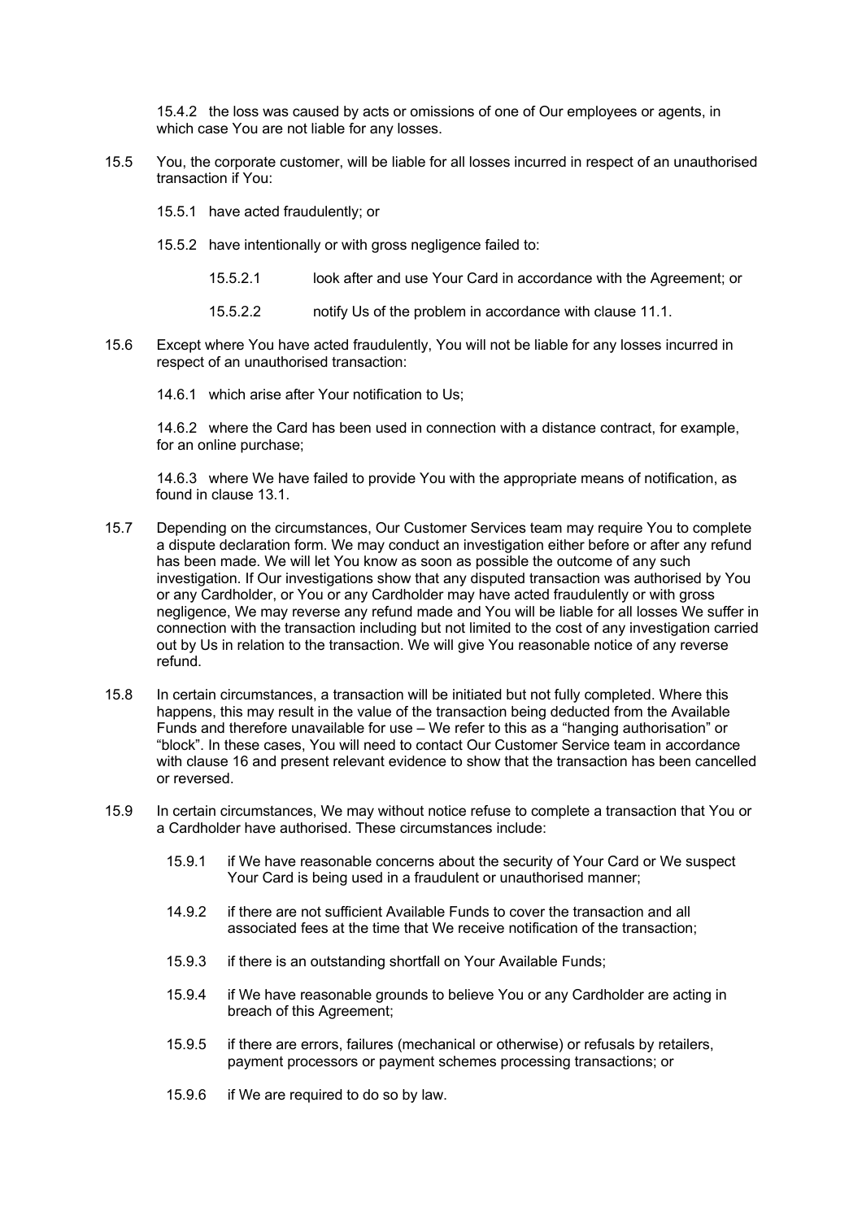15.4.2 the loss was caused by acts or omissions of one of Our employees or agents, in which case You are not liable for any losses.

15.5 You, the corporate customer, will be liable for all losses incurred in respect of an unauthorised transaction if You:

15.5.1 have acted fraudulently; or

15.5.2 have intentionally or with gross negligence failed to:

15.5.2.1 look after and use Your Card in accordance with the Agreement; or

15.5.2.2 notify Us of the problem in accordance with clause 11.1.

15.6 Except where You have acted fraudulently, You will not be liable for any losses incurred in respect of an unauthorised transaction:

14.6.1 which arise after Your notification to Us;

14.6.2 where the Card has been used in connection with a distance contract, for example, for an online purchase;

14.6.3 where We have failed to provide You with the appropriate means of notification, as found in clause 13.1.

15.7 Depending on the circumstances, Our Customer Services team may require You to complete a dispute declaration form. We may conduct an investigation either before or after any refund has been made. We will let You know as soon as possible the outcome of any such investigation. If Our investigations show that any disputed transaction was authorised by You or any Cardholder, or You or any Cardholder may have acted fraudulently or with gross negligence, We may reverse any refund made and You will be liable for all losses We suffer in connection with the transaction including but not limited to the cost of any investigation carried out by Us in relation to the transaction. We will give You reasonable notice of any reverse refund.

15.8 In certain circumstances, a transaction will be initiated but not fully completed. Where this happens, this may result in the value of the transaction being deducted from the Available Funds and therefore unavailable for use – We refer to this as a "hanging authorisation" or "block". In these cases, You will need to contact Our Customer Service team in accordance with clause 16 and present relevant evidence to show that the transaction has been cancelled or reversed.

15.9 In certain circumstances, We may without notice refuse to complete a transaction that You or a Cardholder have authorised. These circumstances include:

15.9.1 if We have reasonable concerns about the security of Your Card or We suspect Your Card is being used in a fraudulent or unauthorised manner;

14.9.2 if there are not sufficient Available Funds to cover the transaction and all associated fees at the time that We receive notification of the transaction;

15.9.3 if there is an outstanding shortfall on Your Available Funds;

15.9.4 if We have reasonable grounds to believe You or any Cardholder are acting in breach of this Agreement;

15.9.5 if there are errors, failures (mechanical or otherwise) or refusals by retailers, payment processors or payment schemes processing transactions; or

15.9.6 if We are required to do so by law.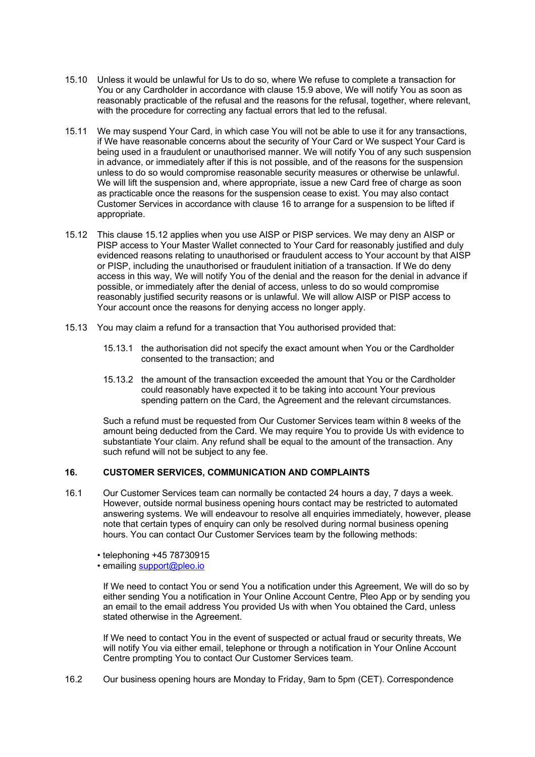15.10 Unless it would be unlawful for Us to do so, where We refuse to complete a transaction for You or any Cardholder in accordance with clause 15.9 above, We will notify You as soon as reasonably practicable of the refusal and the reasons for the refusal, together, where relevant, with the procedure for correcting any factual errors that led to the refusal.

15.11 We may suspend Your Card, in which case You will not be able to use it for any transactions, if We have reasonable concerns about the security of Your Card or We suspect Your Card is being used in a fraudulent or unauthorised manner. We will notify You of any such suspension in advance, or immediately after if this is not possible, and of the reasons for the suspension unless to do so would compromise reasonable security measures or otherwise be unlawful. We will lift the suspension and, where appropriate, issue a new Card free of charge as soon as practicable once the reasons for the suspension cease to exist. You may also contact Customer Services in accordance with clause 16 to arrange for a suspension to be lifted if appropriate.

15.12 This clause 15.12 applies when you use AISP or PISP services. We may deny an AISP or PISP access to Your Master Wallet connected to Your Card for reasonably justified and duly evidenced reasons relating to unauthorised or fraudulent access to Your account by that AISP or PISP, including the unauthorised or fraudulent initiation of a transaction. If We do deny access in this way, We will notify You of the denial and the reason for the denial in advance if possible, or immediately after the denial of access, unless to do so would compromise reasonably justified security reasons or is unlawful. We will allow AISP or PISP access to Your account once the reasons for denying access no longer apply.

15.13 You may claim a refund for a transaction that You authorised provided that:

15.13.1 the authorisation did not specify the exact amount when You or the Cardholder consented to the transaction; and

15.13.2 the amount of the transaction exceeded the amount that You or the Cardholder could reasonably have expected it to be taking into account Your previous spending pattern on the Card, the Agreement and the relevant circumstances.

Such a refund must be requested from Our Customer Services team within 8 weeks of the amount being deducted from the Card. We may require You to provide Us with evidence to substantiate Your claim. Any refund shall be equal to the amount of the transaction. Any such refund will not be subject to any fee.

## 16. CUSTOMER SERVICES, COMMUNICATION AND COMPLAINTS

16.1 Our Customer Services team can normally be contacted 24 hours a day, 7 days a week. However, outside normal business opening hours contact may be restricted to automated answering systems. We will endeavour to resolve all enquiries immediately, however, please note that certain types of enquiry can only be resolved during normal business opening hours. You can contact Our Customer Services team by the following methods:

- telephoning +45 78730915
- emailing support@pleo.io

If We need to contact You or send You a notification under this Agreement, We will do so by either sending You a notification in Your Online Account Centre, Pleo App or by sending you an email to the email address You provided Us with when You obtained the Card, unless stated otherwise in the Agreement.

If We need to contact You in the event of suspected or actual fraud or security threats, We will notify You via either email, telephone or through a notification in Your Online Account Centre prompting You to contact Our Customer Services team.

16.2 Our business opening hours are Monday to Friday, 9am to 5pm (CET). Correspondence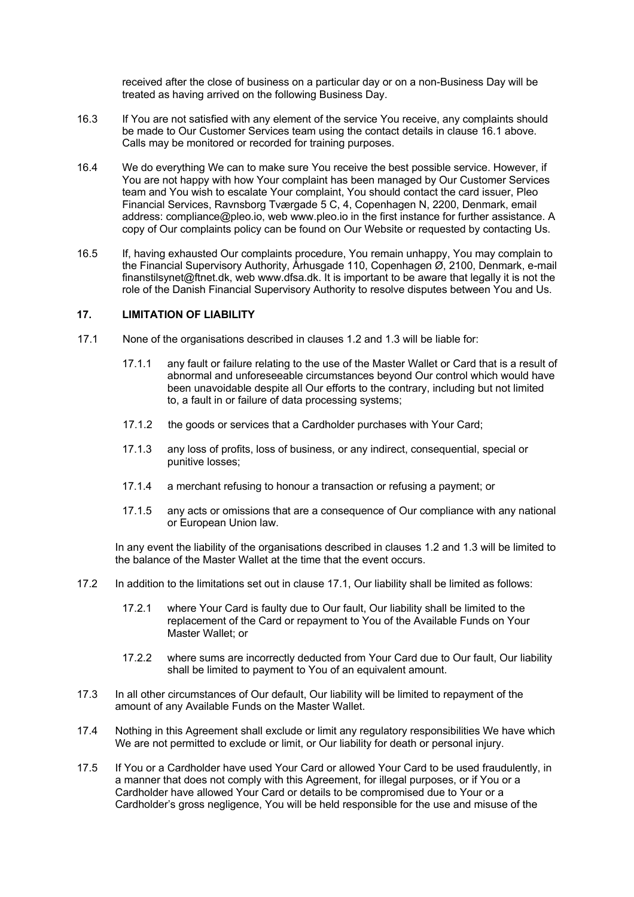received after the close of business on a particular day or on a non-Business Day will be treated as having arrived on the following Business Day.

16.3 If You are not satisfied with any element of the service You receive, any complaints should be made to Our Customer Services team using the contact details in clause 16.1 above. Calls may be monitored or recorded for training purposes.

16.4 We do everything We can to make sure You receive the best possible service. However, if You are not happy with how Your complaint has been managed by Our Customer Services team and You wish to escalate Your complaint, You should contact the card issuer, Pleo Financial Services, Ravnsborg Tværgade 5 C, 4, Copenhagen N, 2200, Denmark, email address: compliance@pleo.io, web www.pleo.io in the first instance for further assistance. A copy of Our complaints policy can be found on Our Website or requested by contacting Us.

16.5 If, having exhausted Our complaints procedure, You remain unhappy, You may complain to the Financial Supervisory Authority, Århusgade 110, Copenhagen Ø, 2100, Denmark, e-mail finanstilsynet@ftnet.dk, web www.dfsa.dk. It is important to be aware that legally it is not the role of the Danish Financial Supervisory Authority to resolve disputes between You and Us.

## 17. LIMITATION OF LIABILITY

17.1 None of the organisations described in clauses 1.2 and 1.3 will be liable for:

17.1.1 any fault or failure relating to the use of the Master Wallet or Card that is a result of abnormal and unforeseeable circumstances beyond Our control which would have been unavoidable despite all Our efforts to the contrary, including but not limited to, a fault in or failure of data processing systems;

17.1.2 the goods or services that a Cardholder purchases with Your Card;

17.1.3 any loss of profits, loss of business, or any indirect, consequential, special or punitive losses;

17.1.4 a merchant refusing to honour a transaction or refusing a payment; or

17.1.5 any acts or omissions that are a consequence of Our compliance with any national or European Union law.

In any event the liability of the organisations described in clauses 1.2 and 1.3 will be limited to the balance of the Master Wallet at the time that the event occurs.

17.2 In addition to the limitations set out in clause 17.1, Our liability shall be limited as follows:

17.2.1 where Your Card is faulty due to Our fault, Our liability shall be limited to the replacement of the Card or repayment to You of the Available Funds on Your Master Wallet; or

17.2.2 where sums are incorrectly deducted from Your Card due to Our fault, Our liability shall be limited to payment to You of an equivalent amount.

17.3 In all other circumstances of Our default, Our liability will be limited to repayment of the amount of any Available Funds on the Master Wallet.

17.4 Nothing in this Agreement shall exclude or limit any regulatory responsibilities We have which We are not permitted to exclude or limit, or Our liability for death or personal injury.

17.5 If You or a Cardholder have used Your Card or allowed Your Card to be used fraudulently, in a manner that does not comply with this Agreement, for illegal purposes, or if You or a Cardholder have allowed Your Card or details to be compromised due to Your or a Cardholder's gross negligence, You will be held responsible for the use and misuse of the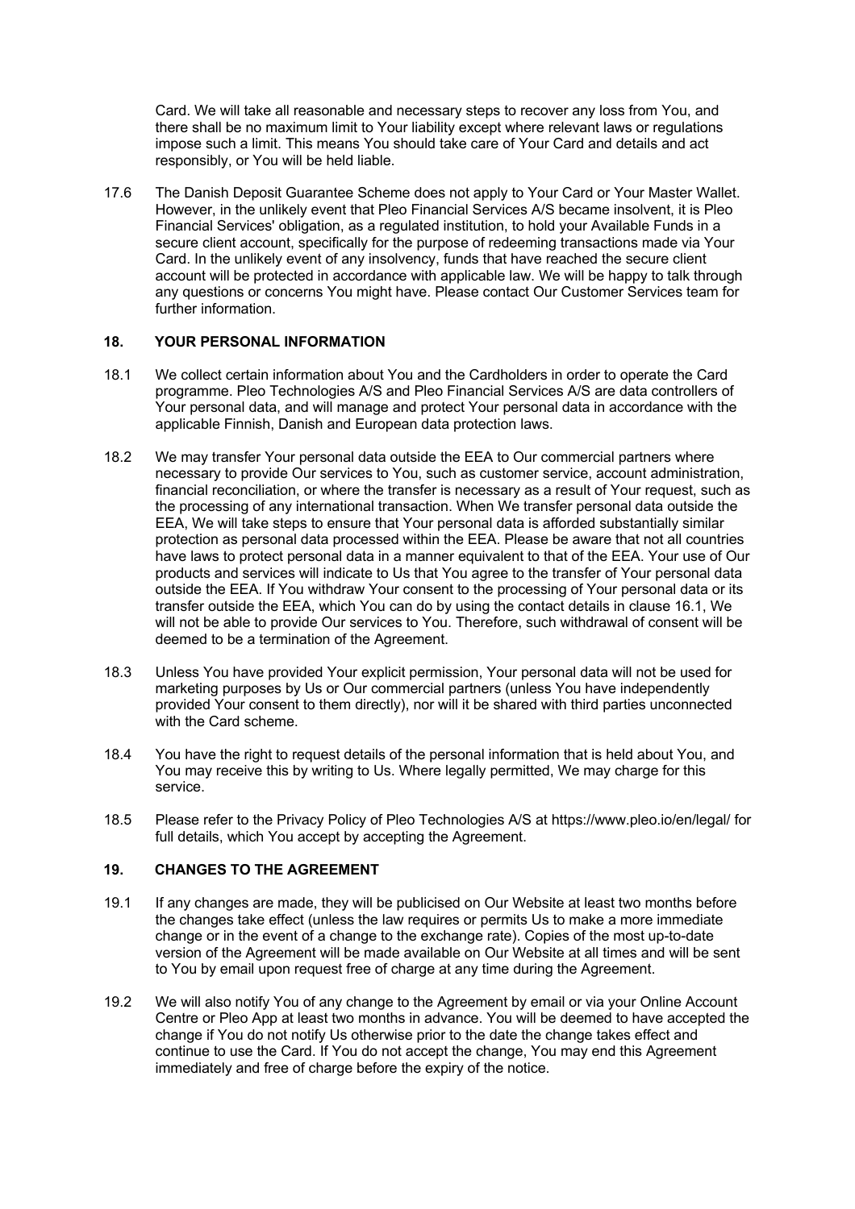Card. We will take all reasonable and necessary steps to recover any loss from You, and there shall be no maximum limit to Your liability except where relevant laws or regulations impose such a limit. This means You should take care of Your Card and details and act responsibly, or You will be held liable.

17.6 The Danish Deposit Guarantee Scheme does not apply to Your Card or Your Master Wallet. However, in the unlikely event that Pleo Financial Services A/S became insolvent, it is Pleo Financial Services' obligation, as a regulated institution, to hold your Available Funds in a secure client account, specifically for the purpose of redeeming transactions made via Your Card. In the unlikely event of any insolvency, funds that have reached the secure client account will be protected in accordance with applicable law. We will be happy to talk through any questions or concerns You might have. Please contact Our Customer Services team for further information.

## 18. YOUR PERSONAL INFORMATION

18.1 We collect certain information about You and the Cardholders in order to operate the Card programme. Pleo Technologies A/S and Pleo Financial Services A/S are data controllers of Your personal data, and will manage and protect Your personal data in accordance with the applicable Finnish, Danish and European data protection laws.

18.2 We may transfer Your personal data outside the EEA to Our commercial partners where necessary to provide Our services to You, such as customer service, account administration, financial reconciliation, or where the transfer is necessary as a result of Your request, such as the processing of any international transaction. When We transfer personal data outside the EEA, We will take steps to ensure that Your personal data is afforded substantially similar protection as personal data processed within the EEA. Please be aware that not all countries have laws to protect personal data in a manner equivalent to that of the EEA. Your use of Our products and services will indicate to Us that You agree to the transfer of Your personal data outside the EEA. If You withdraw Your consent to the processing of Your personal data or its transfer outside the EEA, which You can do by using the contact details in clause 16.1, We will not be able to provide Our services to You. Therefore, such withdrawal of consent will be deemed to be a termination of the Agreement.

18.3 Unless You have provided Your explicit permission, Your personal data will not be used for marketing purposes by Us or Our commercial partners (unless You have independently provided Your consent to them directly), nor will it be shared with third parties unconnected with the Card scheme.

18.4 You have the right to request details of the personal information that is held about You, and You may receive this by writing to Us. Where legally permitted, We may charge for this service.

18.5 Please refer to the Privacy Policy of Pleo Technologies A/S at https://www.pleo.io/en/legal/ for full details, which You accept by accepting the Agreement.

## 19. CHANGES TO THE AGREEMENT

19.1 If any changes are made, they will be publicised on Our Website at least two months before the changes take effect (unless the law requires or permits Us to make a more immediate change or in the event of a change to the exchange rate). Copies of the most up-to-date version of the Agreement will be made available on Our Website at all times and will be sent to You by email upon request free of charge at any time during the Agreement.

19.2 We will also notify You of any change to the Agreement by email or via your Online Account Centre or Pleo App at least two months in advance. You will be deemed to have accepted the change if You do not notify Us otherwise prior to the date the change takes effect and continue to use the Card. If You do not accept the change, You may end this Agreement immediately and free of charge before the expiry of the notice.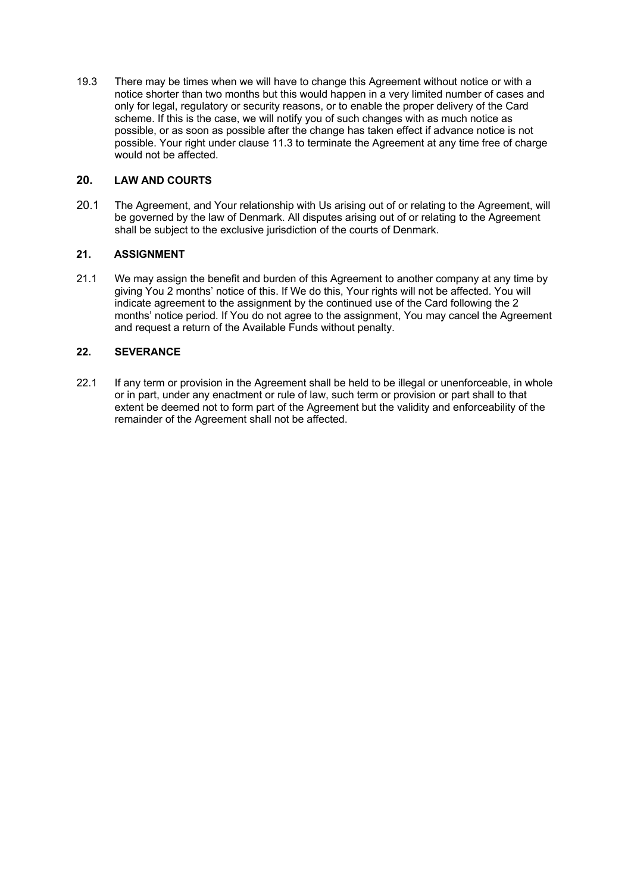19.3 There may be times when we will have to change this Agreement without notice or with a notice shorter than two months but this would happen in a very limited number of cases and only for legal, regulatory or security reasons, or to enable the proper delivery of the Card scheme. If this is the case, we will notify you of such changes with as much notice as possible, or as soon as possible after the change has taken effect if advance notice is not possible. Your right under clause 11.3 to terminate the Agreement at any time free of charge would not be affected.

## 20. LAW AND COURTS

20.1 The Agreement, and Your relationship with Us arising out of or relating to the Agreement, will be governed by the law of Denmark. All disputes arising out of or relating to the Agreement shall be subject to the exclusive jurisdiction of the courts of Denmark.

## 21. ASSIGNMENT

21.1 We may assign the benefit and burden of this Agreement to another company at any time by giving You 2 months' notice of this. If We do this, Your rights will not be affected. You will indicate agreement to the assignment by the continued use of the Card following the 2 months' notice period. If You do not agree to the assignment, You may cancel the Agreement and request a return of the Available Funds without penalty.

## 22. SEVERANCE

22.1 If any term or provision in the Agreement shall be held to be illegal or unenforceable, in whole or in part, under any enactment or rule of law, such term or provision or part shall to that extent be deemed not to form part of the Agreement but the validity and enforceability of the remainder of the Agreement shall not be affected.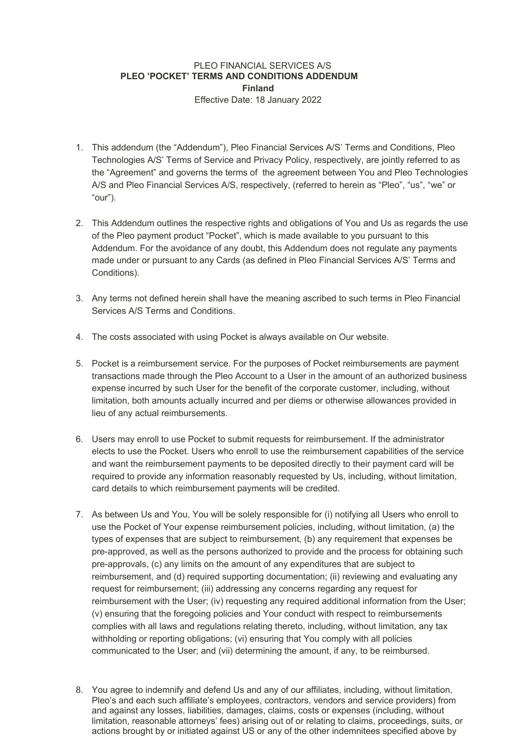PLEO FINANCIAL SERVICES A/S

**PLEO 'POCKET' TERMS AND CONDITIONS ADDENDUM**

**Finland**

Effective Date: 18 January 2022

1. This addendum (the "Addendum"), Pleo Financial Services A/S' Terms and Conditions, Pleo Technologies A/S' Terms of Service and Privacy Policy, respectively, are jointly referred to as the "Agreement" and governs the terms of the agreement between You and Pleo Technologies A/S and Pleo Financial Services A/S, respectively, (referred to herein as "Pleo", "us", "we" or "our").

2. This Addendum outlines the respective rights and obligations of You and Us as regards the use of the Pleo payment product "Pocket", which is made available to you pursuant to this Addendum. For the avoidance of any doubt, this Addendum does not regulate any payments made under or pursuant to any Cards (as defined in Pleo Financial Services A/S' Terms and Conditions).

3. Any terms not defined herein shall have the meaning ascribed to such terms in Pleo Financial Services A/S Terms and Conditions.

4. The costs associated with using Pocket is always available on Our website.

5. Pocket is a reimbursement service. For the purposes of Pocket reimbursements are payment transactions made through the Pleo Account to a User in the amount of an authorized business expense incurred by such User for the benefit of the corporate customer, including, without limitation, both amounts actually incurred and per diems or otherwise allowances provided in lieu of any actual reimbursements.

6. Users may enroll to use Pocket to submit requests for reimbursement. If the administrator elects to use the Pocket. Users who enroll to use the reimbursement capabilities of the service and want the reimbursement payments to be deposited directly to their payment card will be required to provide any information reasonably requested by Us, including, without limitation, card details to which reimbursement payments will be credited.

7. As between Us and You, You will be solely responsible for (i) notifying all Users who enroll to use the Pocket of Your expense reimbursement policies, including, without limitation, (a) the types of expenses that are subject to reimbursement, (b) any requirement that expenses be pre-approved, as well as the persons authorized to provide and the process for obtaining such pre-approvals, (c) any limits on the amount of any expenditures that are subject to reimbursement, and (d) required supporting documentation; (ii) reviewing and evaluating any request for reimbursement; (iii) addressing any concerns regarding any request for reimbursement with the User; (iv) requesting any required additional information from the User; (v) ensuring that the foregoing policies and Your conduct with respect to reimbursements complies with all laws and regulations relating thereto, including, without limitation, any tax withholding or reporting obligations; (vi) ensuring that You comply with all policies communicated to the User; and (vii) determining the amount, if any, to be reimbursed.

8. You agree to indemnify and defend Us and any of our affiliates, including, without limitation, Pleo's and each such affiliate's employees, contractors, vendors and service providers) from and against any losses, liabilities, damages, claims, costs or expenses (including, without limitation, reasonable attorneys' fees) arising out of or relating to claims, proceedings, suits, or actions brought by or initiated against US or any of the other indemnitees specified above by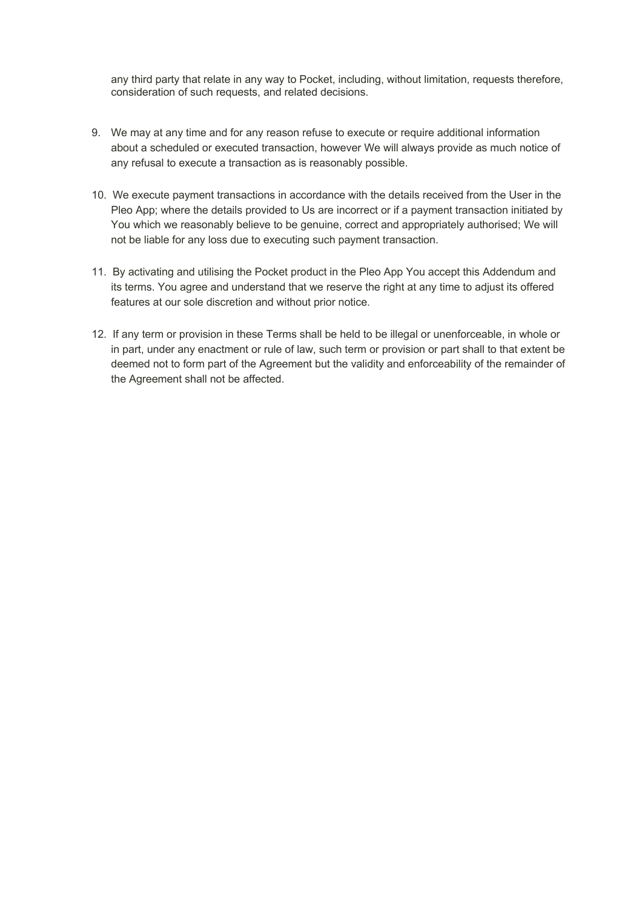any third party that relate in any way to Pocket, including, without limitation, requests therefore, consideration of such requests, and related decisions.

9. We may at any time and for any reason refuse to execute or require additional information about a scheduled or executed transaction, however We will always provide as much notice of any refusal to execute a transaction as is reasonably possible.

10. We execute payment transactions in accordance with the details received from the User in the Pleo App; where the details provided to Us are incorrect or if a payment transaction initiated by You which we reasonably believe to be genuine, correct and appropriately authorised; We will not be liable for any loss due to executing such payment transaction.

11. By activating and utilising the Pocket product in the Pleo App You accept this Addendum and its terms. You agree and understand that we reserve the right at any time to adjust its offered features at our sole discretion and without prior notice.

12. If any term or provision in these Terms shall be held to be illegal or unenforceable, in whole or in part, under any enactment or rule of law, such term or provision or part shall to that extent be deemed not to form part of the Agreement but the validity and enforceability of the remainder of the Agreement shall not be affected.